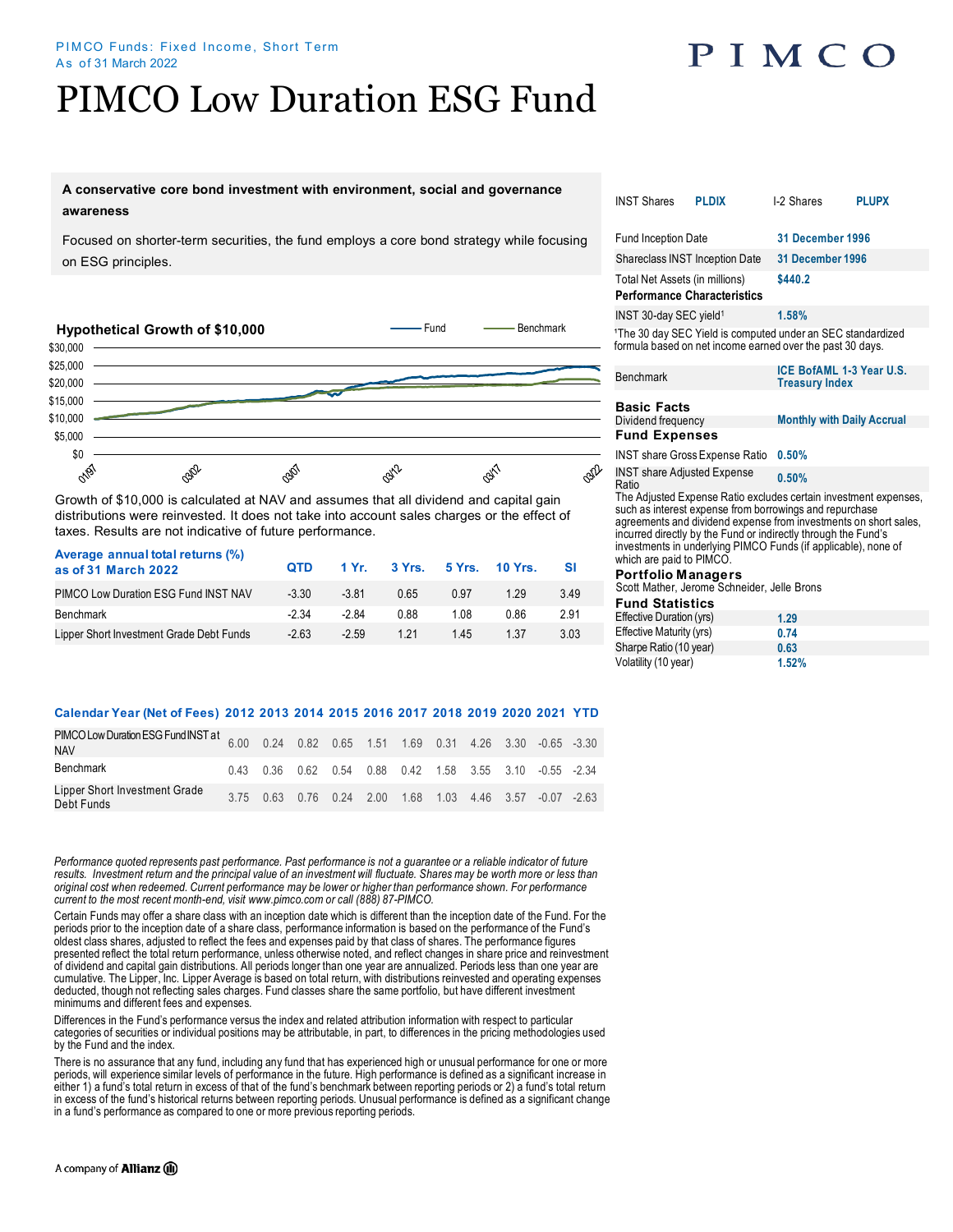PIMCO Funds: Fixed Income, Short Term
As of 31 March 2022

# PIMCO Low Duration ESG Fund

**A conservative core bond investment with environment, social and governance awareness**

Focused on shorter-term securities, the fund employs a core bond strategy while focusing on ESG principles.

### Hypothetical Growth of $10,000

Growth of $10,000 is calculated at NAV and assumes that all dividend and capital gain distributions were reinvested. It does not take into account sales charges or the effect of taxes. Results are not indicative of future performance.

| Average annual total returns (%) as of 31 March 2022 | QTD | 1 Yr. | 3 Yrs. | 5 Yrs. | 10 Yrs. | SI |
|---|---|---|---|---|---|---|
| PIMCO Low Duration ESG Fund INST NAV | -3.30 | -3.81 | 0.65 | 0.97 | 1.29 | 3.49 |
| Benchmark | -2.34 | -2.84 | 0.88 | 1.08 | 0.86 | 2.91 |
| Lipper Short Investment Grade Debt Funds | -2.63 | -2.59 | 1.21 | 1.45 | 1.37 | 3.03 |

| Calendar Year (Net of Fees) | 2012 | 2013 | 2014 | 2015 | 2016 | 2017 | 2018 | 2019 | 2020 | 2021 | YTD |
|---|---|---|---|---|---|---|---|---|---|---|---|
| PIMCO Low Duration ESG Fund INST at NAV | 6.00 | 0.24 | 0.82 | 0.65 | 1.51 | 1.69 | 0.31 | 4.26 | 3.30 | -0.65 | -3.30 |
| Benchmark | 0.43 | 0.36 | 0.62 | 0.54 | 0.88 | 0.42 | 1.58 | 3.55 | 3.10 | -0.55 | -2.34 |
| Lipper Short Investment Grade Debt Funds | 3.75 | 0.63 | 0.76 | 0.24 | 2.00 | 1.68 | 1.03 | 4.46 | 3.57 | -0.07 | -2.63 |

| INST Shares | PLDIX | I-2 Shares | PLUPX |
|---|---|---|---|

| | |
|---|---|
| Fund Inception Date | 31 December 1996 |
| Shareclass INST Inception Date | 31 December 1996 |
| Total Net Assets (in millions) | $440.2 |

### Performance Characteristics

| | |
|---|---|
| INST 30-day SEC yield[1] | 1.58% |

[1]The 30 day SEC Yield is computed under an SEC standardized formula based on net income earned over the past 30 days.

| | |
|---|---|
| Benchmark | ICE BofAML 1-3 Year U.S. Treasury Index |

### Basic Facts

| | |
|---|---|
| Dividend frequency | Monthly with Daily Accrual |

### Fund Expenses

| | |
|---|---|
| INST share Gross Expense Ratio | 0.50% |
| INST share Adjusted Expense Ratio | 0.50% |

The Adjusted Expense Ratio excludes certain investment expenses, such as interest expense from borrowings and repurchase agreements and dividend expense from investments on short sales, incurred directly by the Fund or indirectly through the Fund's investments in underlying PIMCO Funds (if applicable), none of which are paid to PIMCO.

### Portfolio Managers

Scott Mather, Jerome Schneider, Jelle Brons

### Fund Statistics

| | |
|---|---|
| Effective Duration (yrs) | 1.29 |
| Effective Maturity (yrs) | 0.74 |
| Sharpe Ratio (10 year) | 0.63 |
| Volatility (10 year) | 1.52% |

*Performance quoted represents past performance. Past performance is not a guarantee or a reliable indicator of future results. Investment return and the principal value of an investment will fluctuate. Shares may be worth more or less than original cost when redeemed. Current performance may be lower or higher than performance shown. For performance current to the most recent month-end, visit www.pimco.com or call (888) 87-PIMCO.*

Certain Funds may offer a share class with an inception date which is different than the inception date of the Fund. For the periods prior to the inception date of a share class, performance information is based on the performance of the Fund's oldest class shares, adjusted to reflect the fees and expenses paid by that class of shares. The performance figures presented reflect the total return performance, unless otherwise noted, and reflect changes in share price and reinvestment of dividend and capital gain distributions. All periods longer than one year are annualized. Periods less than one year are cumulative. The Lipper, Inc. Lipper Average is based on total return, with distributions reinvested and operating expenses deducted, though not reflecting sales charges. Fund classes share the same portfolio, but have different investment minimums and different fees and expenses.

Differences in the Fund's performance versus the index and related attribution information with respect to particular categories of securities or individual positions may be attributable, in part, to differences in the pricing methodologies used by the Fund and the index.

There is no assurance that any fund, including any fund that has experienced high or unusual performance for one or more periods, will experience similar levels of performance in the future. High performance is defined as a significant increase in either 1) a fund's total return in excess of that of the fund's benchmark between reporting periods or 2) a fund's total return in excess of the fund's historical returns between reporting periods. Unusual performance is defined as a significant change in a fund's performance as compared to one or more previous reporting periods.

A company of Allianz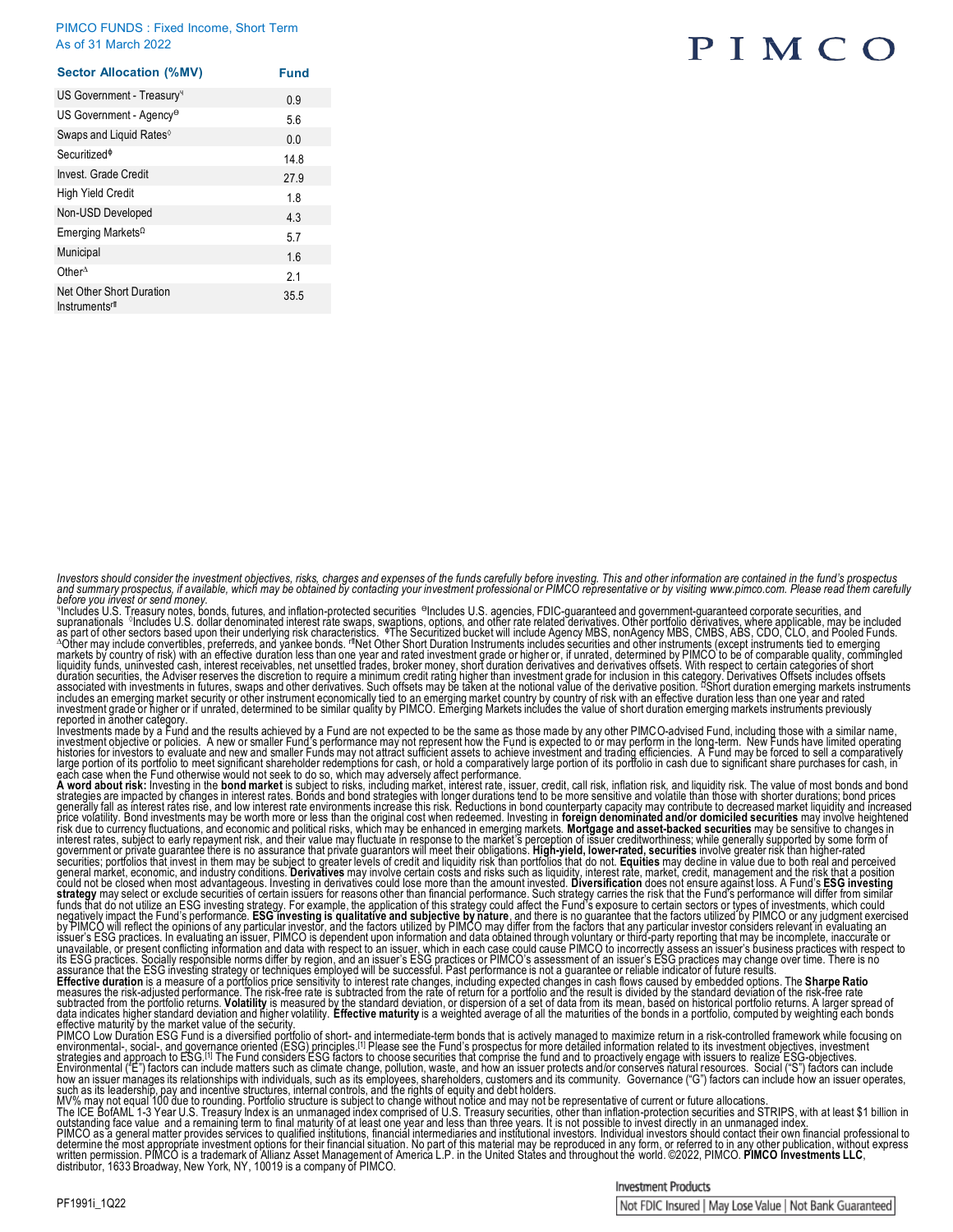PIMCO FUNDS : Fixed Income, Short Term
As of 31 March 2022

PIMCO

| Sector Allocation (%MV) | Fund |
|---|---|
| US Government - Treasury[¶] | 0.9 |
| US Government - Agency[ϴ] | 5.6 |
| Swaps and Liquid Rates[◊] | 0.0 |
| Securitized[Φ] | 14.8 |
| Invest. Grade Credit | 27.9 |
| High Yield Credit | 1.8 |
| Non-USD Developed | 4.3 |
| Emerging Markets[Ω] | 5.7 |
| Municipal | 1.6 |
| Other[∆] | 2.1 |
| Net Other Short Duration Instruments[ℿ] | 35.5 |

*Investors should consider the investment objectives, risks, charges and expenses of the funds carefully before investing. This and other information are contained in the fund's prospectus and summary prospectus, if available, which may be obtained by contacting your investment professional or PIMCO representative or by visiting www.pimco.com. Please read them carefully before you invest or send money.*

[¶]Includes U.S. Treasury notes, bonds, futures, and inflation-protected securities [ϴ]Includes U.S. agencies, FDIC-guaranteed and government-guaranteed corporate securities, and supranationals [◊]Includes U.S. dollar denominated interest rate swaps, swaptions, options, and other rate related derivatives. Other portfolio derivatives, where applicable, may be included as part of other sectors based upon their underlying risk characteristics. [Φ]The Securitized bucket will include Agency MBS, nonAgency MBS, CMBS, ABS, CDO, CLO, and Pooled Funds. [∆]Other may include convertibles, preferreds, and yankee bonds. [ℿ]Net Other Short Duration Instruments includes securities and other instruments (except instruments tied to emerging markets by country of risk) with an effective duration less than one year and rated investment grade or higher or, if unrated, determined by PIMCO to be of comparable quality, commingled liquidity funds, uninvested cash, interest receivables, net unsettled trades, broker money, short duration derivatives and derivatives offsets. With respect to certain categories of short duration securities, the Adviser reserves the discretion to require a minimum credit rating higher than investment grade for inclusion in this category. Derivatives Offsets includes offsets associated with investments in futures, swaps and other derivatives. Such offsets may be taken at the notional value of the derivative position. [Ω]Short duration emerging markets instruments includes an emerging market security or other instrument economically tied to an emerging market country by country of risk with an effective duration less than one year and rated investment grade or higher or if unrated, determined to be similar quality by PIMCO. Emerging Markets includes the value of short duration emerging markets instruments previously reported in another category.

Investments made by a Fund and the results achieved by a Fund are not expected to be the same as those made by any other PIMCO-advised Fund, including those with a similar name, investment objective or policies. A new or smaller Fund's performance may not represent how the Fund is expected to or may perform in the long-term. New Funds have limited operating histories for investors to evaluate and new and smaller Funds may not attract sufficient assets to achieve investment and trading efficiencies. A Fund may be forced to sell a comparatively large portion of its portfolio to meet significant shareholder redemptions for cash, or hold a comparatively large portion of its portfolio in cash due to significant share purchases for cash, in each case when the Fund otherwise would not seek to do so, which may adversely affect performance.

**A word about risk:** Investing in the **bond market** is subject to risks, including market, interest rate, issuer, credit, call risk, inflation risk, and liquidity risk. The value of most bonds and bond strategies are impacted by changes in interest rates. Bonds and bond strategies with longer durations tend to be more sensitive and volatile than those with shorter durations; bond prices generally fall as interest rates rise, and low interest rate environments increase this risk. Reductions in bond counterparty capacity may contribute to decreased market liquidity and increased price volatility. Bond investments may be worth more or less than the original cost when redeemed. Investing in **foreign denominated and/or domiciled securities** may involve heightened risk due to currency fluctuations, and economic and political risks, which may be enhanced in emerging markets. **Mortgage and asset-backed securities** may be sensitive to changes in interest rates, subject to early repayment risk, and their value may fluctuate in response to the market's perception of issuer creditworthiness; while generally supported by some form of government or private guarantee there is no assurance that private guarantors will meet their obligations. **High-yield, lower-rated, securities** involve greater risk than higher-rated securities; portfolios that invest in them may be subject to greater levels of credit and liquidity risk than portfolios that do not. **Equities** may decline in value due to both real and perceived general market, economic, and industry conditions. **Derivatives** may involve certain costs and risks such as liquidity, interest rate, market, credit, management and the risk that a position could not be closed when most advantageous. Investing in derivatives could lose more than the amount invested. **Diversification** does not ensure against loss. A Fund's **ESG investing strategy** may select or exclude securities of certain issuers for reasons other than financial performance. Such strategy carries the risk that the Fund's performance will differ from similar funds that do not utilize an ESG investing strategy. For example, the application of this strategy could affect the Fund's exposure to certain sectors or types of investments, which could negatively impact the Fund's performance. **ESG investing is qualitative and subjective by nature**, and there is no guarantee that the factors utilized by PIMCO or any judgment exercised by PIMCO will reflect the opinions of any particular investor, and the factors utilized by PIMCO may differ from the factors that any particular investor considers relevant in evaluating an issuer's ESG practices. In evaluating an issuer, PIMCO is dependent upon information and data obtained through voluntary or third-party reporting that may be incomplete, inaccurate or unavailable, or present conflicting information and data with respect to an issuer, which in each case could cause PIMCO to incorrectly assess an issuer's business practices with respect to its ESG practices. Socially responsible norms differ by region, and an issuer's ESG practices or PIMCO's assessment of an issuer's ESG practices may change over time. There is no assurance that the ESG investing strategy or techniques employed will be successful. Past performance is not a guarantee or reliable indicator of future results.

**Effective duration** is a measure of a portfolios price sensitivity to interest rate changes, including expected changes in cash flows caused by embedded options. The **Sharpe Ratio** measures the risk-adjusted performance. The risk-free rate is subtracted from the rate of return for a portfolio and the result is divided by the standard deviation of the risk-free rate subtracted from the portfolio returns. **Volatility** is measured by the standard deviation, or dispersion of a set of data from its mean, based on historical portfolio returns. A larger spread of data indicates higher standard deviation and higher volatility. **Effective maturity** is a weighted average of all the maturities of the bonds in a portfolio, computed by weighting each bonds effective maturity by the market value of the security.

PIMCO Low Duration ESG Fund is a diversified portfolio of short- and intermediate-term bonds that is actively managed to maximize return in a risk-controlled framework while focusing on environmental-, social-, and governance oriented (ESG) principles.[1] Please see the Fund's prospectus for more detailed information related to its investment objectives, investment strategies and approach to ESG.[1] The Fund considers ESG factors to choose securities that comprise the fund and to proactively engage with issuers to realize ESG-objectives. Environmental ("E") factors can include matters such as climate change, pollution, waste, and how an issuer protects and/or conserves natural resources. Social ("S") factors can include how an issuer manages its relationships with individuals, such as its employees, shareholders, customers and its community. Governance ("G") factors can include how an issuer operates, such as its leadership, pay and incentive structures, internal controls, and the rights of equity and debt holders.

MV% may not equal 100 due to rounding. Portfolio structure is subject to change without notice and may not be representative of current or future allocations.

The ICE BofAML 1-3 Year U.S. Treasury Index is an unmanaged index comprised of U.S. Treasury securities, other than inflation-protection securities and STRIPS, with at least $1 billion in outstanding face value and a remaining term to final maturity of at least one year and less than three years. It is not possible to invest directly in an unmanaged index.

PIMCO as a general matter provides services to qualified institutions, financial intermediaries and institutional investors. Individual investors should contact their own financial professional to determine the most appropriate investment options for their financial situation. No part of this material may be reproduced in any form, or referred to in any other publication, without express written permission. PIMCO is a trademark of Allianz Asset Management of America L.P. in the United States and throughout the world. ©2022, PIMCO. **PIMCO Investments LLC**, distributor, 1633 Broadway, New York, NY, 10019 is a company of PIMCO.

PF1991i_1Q22

Investment Products

Not FDIC Insured | May Lose Value | Not Bank Guaranteed